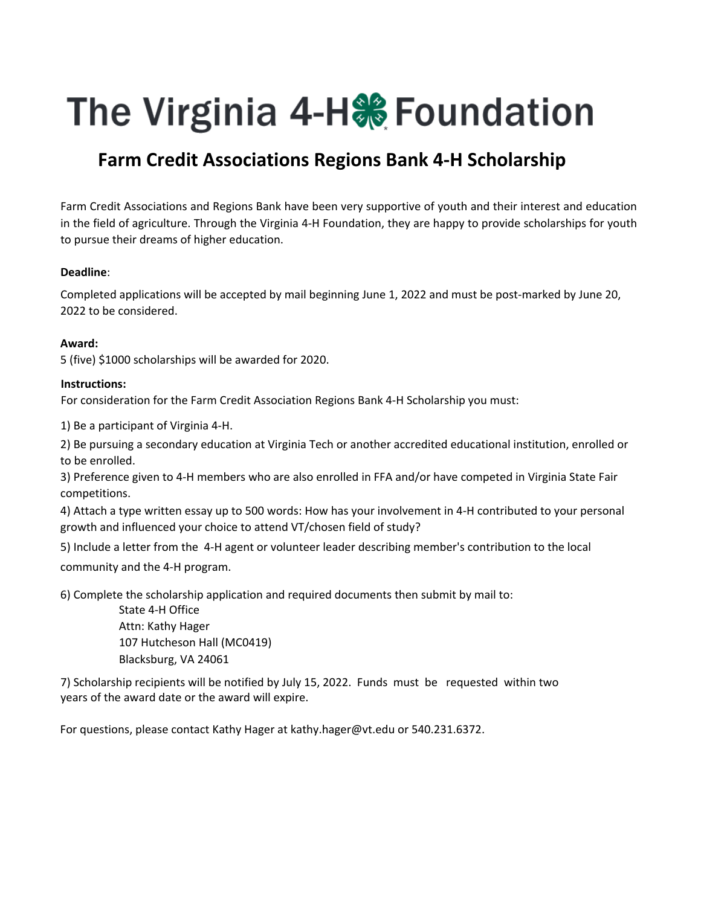# The Virginia 4-H Foundation

## Farm Credit Associations Regions Bank 4-H Scholarship

Farm Credit Associations and Regions Bank have been very supportive of youth and their interest and education in the field of agriculture. Through the Virginia 4-H Foundation, they are happy to provide scholarships for youth to pursue their dreams of higher education.

**Deadline**:

Completed applications will be accepted by mail beginning June 1, 2022 and must be post-marked by June 20, 2022 to be considered.

**Award:**
5 (five) $1000 scholarships will be awarded for 2020.

**Instructions:**
For consideration for the Farm Credit Association Regions Bank 4-H Scholarship you must:

1) Be a participant of Virginia 4-H.
2) Be pursuing a secondary education at Virginia Tech or another accredited educational institution, enrolled or to be enrolled.
3) Preference given to 4-H members who are also enrolled in FFA and/or have competed in Virginia State Fair competitions.
4) Attach a type written essay up to 500 words: How has your involvement in 4-H contributed to your personal growth and influenced your choice to attend VT/chosen field of study?
5) Include a letter from the 4-H agent or volunteer leader describing member's contribution to the local community and the 4-H program.

6) Complete the scholarship application and required documents then submit by mail to:
State 4-H Office
Attn: Kathy Hager
107 Hutcheson Hall (MC0419)
Blacksburg, VA 24061

7) Scholarship recipients will be notified by July 15, 2022. Funds must be requested within two years of the award date or the award will expire.

For questions, please contact Kathy Hager at kathy.hager@vt.edu or 540.231.6372.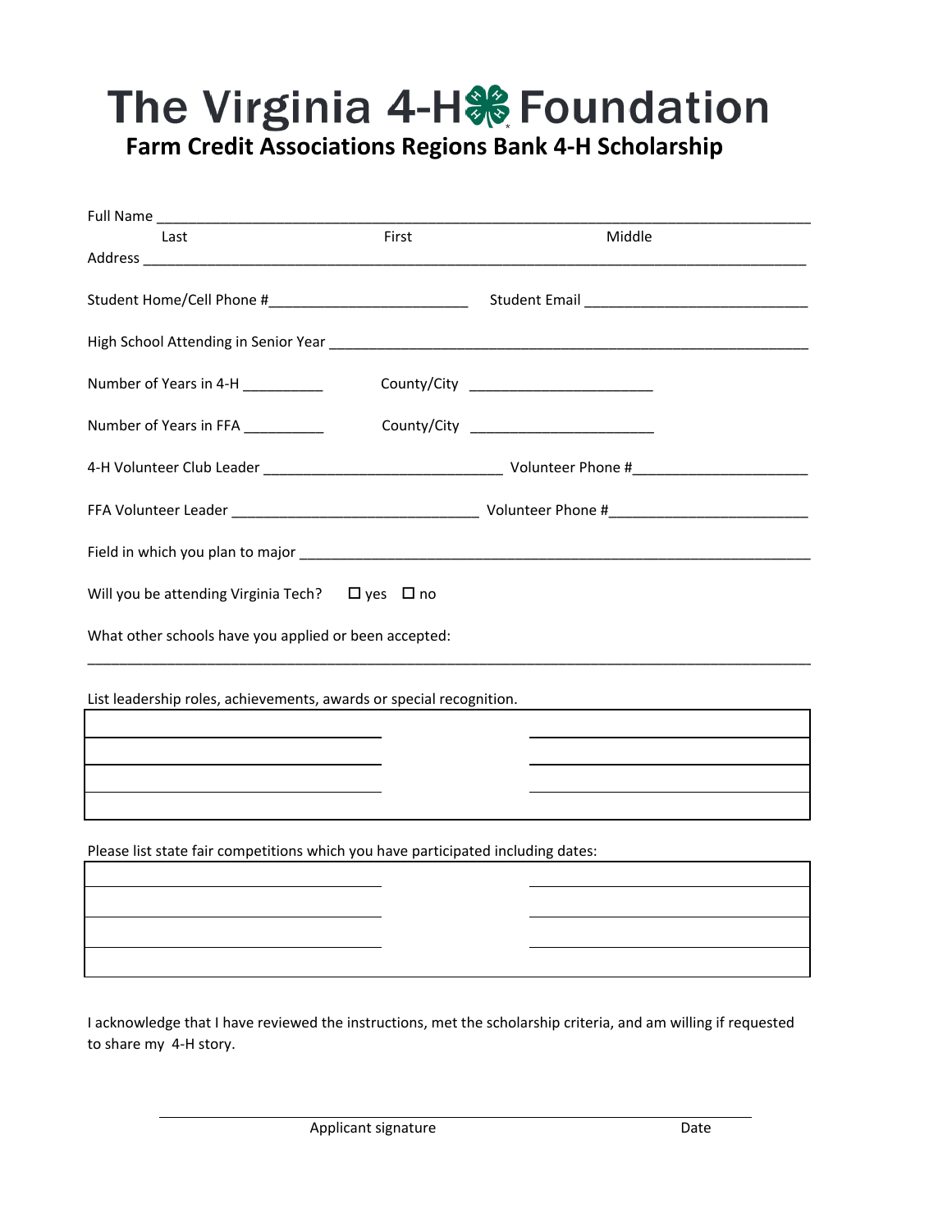# The Virginia 4-H Foundation

## Farm Credit Associations Regions Bank 4-H Scholarship

Full Name ___________________________________________________________________________

Last First Middle

Address _____________________________________________________________________________

Student Home/Cell Phone #_________________________ Student Email ___________________________

High School Attending in Senior Year ____________________________________________________

Number of Years in 4-H __________ County/City ______________________

Number of Years in FFA __________ County/City ______________________

4-H Volunteer Club Leader _____________________________ Volunteer Phone #_____________________

FFA Volunteer Leader ______________________________ Volunteer Phone #________________________

Field in which you plan to major _________________________________________________________

Will you be attending Virginia Tech? ☐ yes ☐ no

What other schools have you applied or been accepted:

_____________________________________________________________________________________

List leadership roles, achievements, awards or special recognition.

| | |
|---|---|
| | |
| | |
| | |
| | |

Please list state fair competitions which you have participated including dates:

| | |
|---|---|
| | |
| | |
| | |
| | |

I acknowledge that I have reviewed the instructions, met the scholarship criteria, and am willing if requested to share my 4-H story.

_____________________________________________________________________________

Applicant signature Date